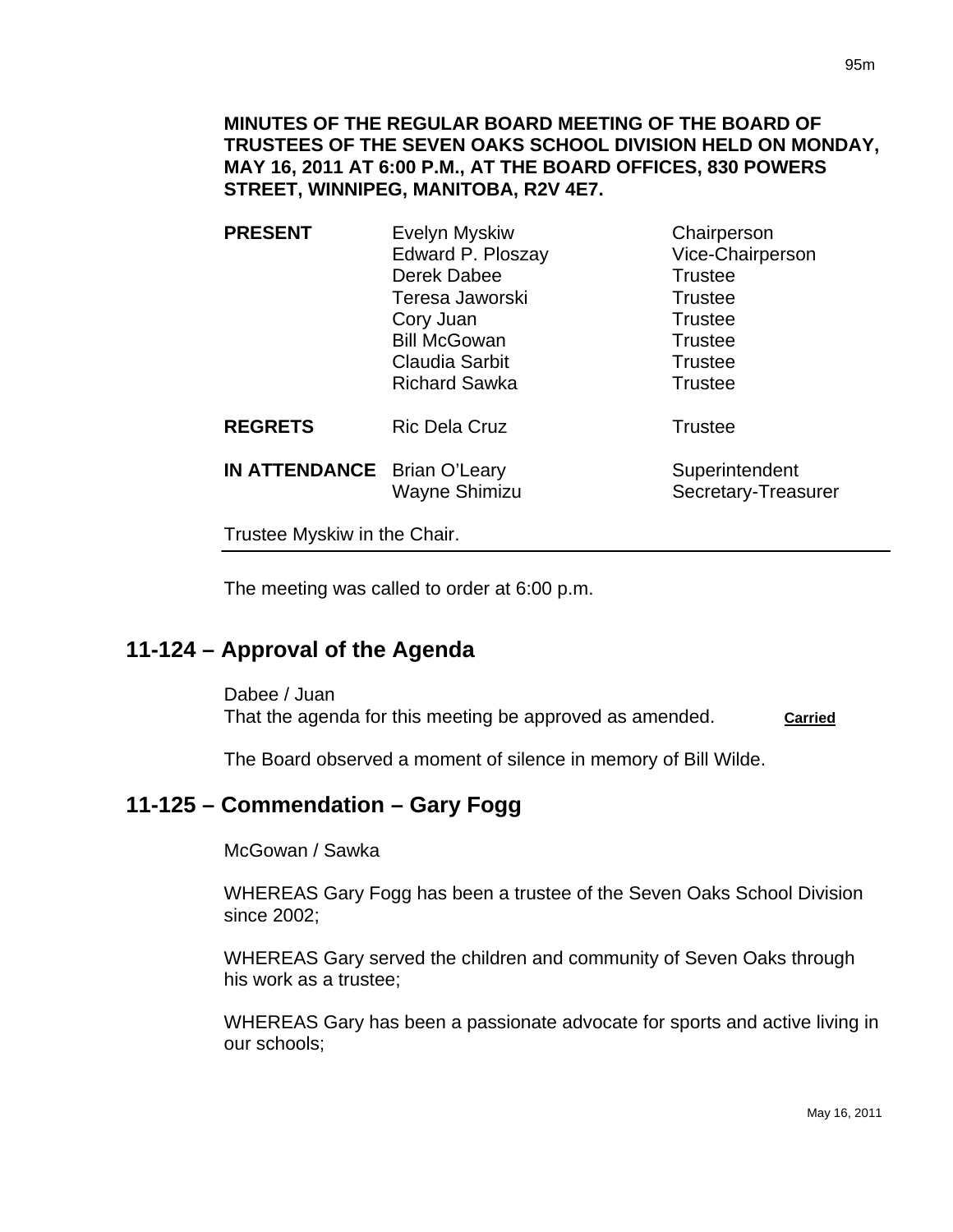**MINUTES OF THE REGULAR BOARD MEETING OF THE BOARD OF TRUSTEES OF THE SEVEN OAKS SCHOOL DIVISION HELD ON MONDAY, MAY 16, 2011 AT 6:00 P.M., AT THE BOARD OFFICES, 830 POWERS STREET, WINNIPEG, MANITOBA, R2V 4E7.**

| | | |
|---|---|---|
| **PRESENT** | Evelyn Myskiw | Chairperson |
| | Edward P. Ploszay | Vice-Chairperson |
| | Derek Dabee | Trustee |
| | Teresa Jaworski | Trustee |
| | Cory Juan | Trustee |
| | Bill McGowan | Trustee |
| | Claudia Sarbit | Trustee |
| | Richard Sawka | Trustee |
| **REGRETS** | Ric Dela Cruz | Trustee |
| **IN ATTENDANCE** | Brian O'Leary | Superintendent |
| | Wayne Shimizu | Secretary-Treasurer |

Trustee Myskiw in the Chair.

The meeting was called to order at 6:00 p.m.

## 11-124 – Approval of the Agenda

Dabee / Juan
That the agenda for this meeting be approved as amended. **Carried**

The Board observed a moment of silence in memory of Bill Wilde.

## 11-125 – Commendation – Gary Fogg

McGowan / Sawka

WHEREAS Gary Fogg has been a trustee of the Seven Oaks School Division since 2002;

WHEREAS Gary served the children and community of Seven Oaks through his work as a trustee;

WHEREAS Gary has been a passionate advocate for sports and active living in our schools;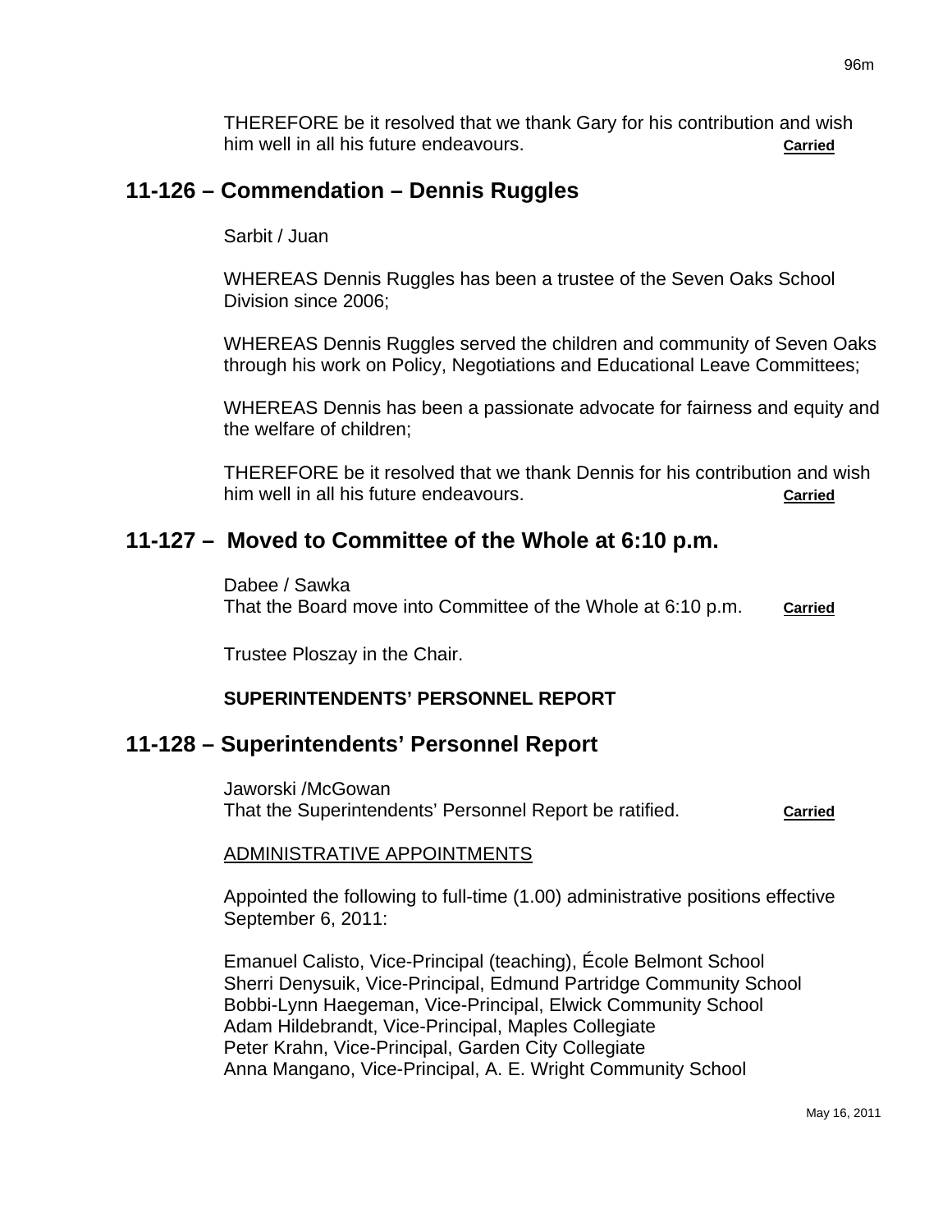THEREFORE be it resolved that we thank Gary for his contribution and wish him well in all his future endeavours. **Carried**

## 11-126 – Commendation – Dennis Ruggles

Sarbit / Juan

WHEREAS Dennis Ruggles has been a trustee of the Seven Oaks School Division since 2006;

WHEREAS Dennis Ruggles served the children and community of Seven Oaks through his work on Policy, Negotiations and Educational Leave Committees;

WHEREAS Dennis has been a passionate advocate for fairness and equity and the welfare of children;

THEREFORE be it resolved that we thank Dennis for his contribution and wish him well in all his future endeavours. **Carried**

## 11-127 – Moved to Committee of the Whole at 6:10 p.m.

Dabee / Sawka
That the Board move into Committee of the Whole at 6:10 p.m. **Carried**

Trustee Ploszay in the Chair.

**SUPERINTENDENTS' PERSONNEL REPORT**

## 11-128 – Superintendents' Personnel Report

Jaworski /McGowan
That the Superintendents' Personnel Report be ratified. **Carried**

ADMINISTRATIVE APPOINTMENTS

Appointed the following to full-time (1.00) administrative positions effective September 6, 2011:

Emanuel Calisto, Vice-Principal (teaching), École Belmont School
Sherri Denysuik, Vice-Principal, Edmund Partridge Community School
Bobbi-Lynn Haegeman, Vice-Principal, Elwick Community School
Adam Hildebrandt, Vice-Principal, Maples Collegiate
Peter Krahn, Vice-Principal, Garden City Collegiate
Anna Mangano, Vice-Principal, A. E. Wright Community School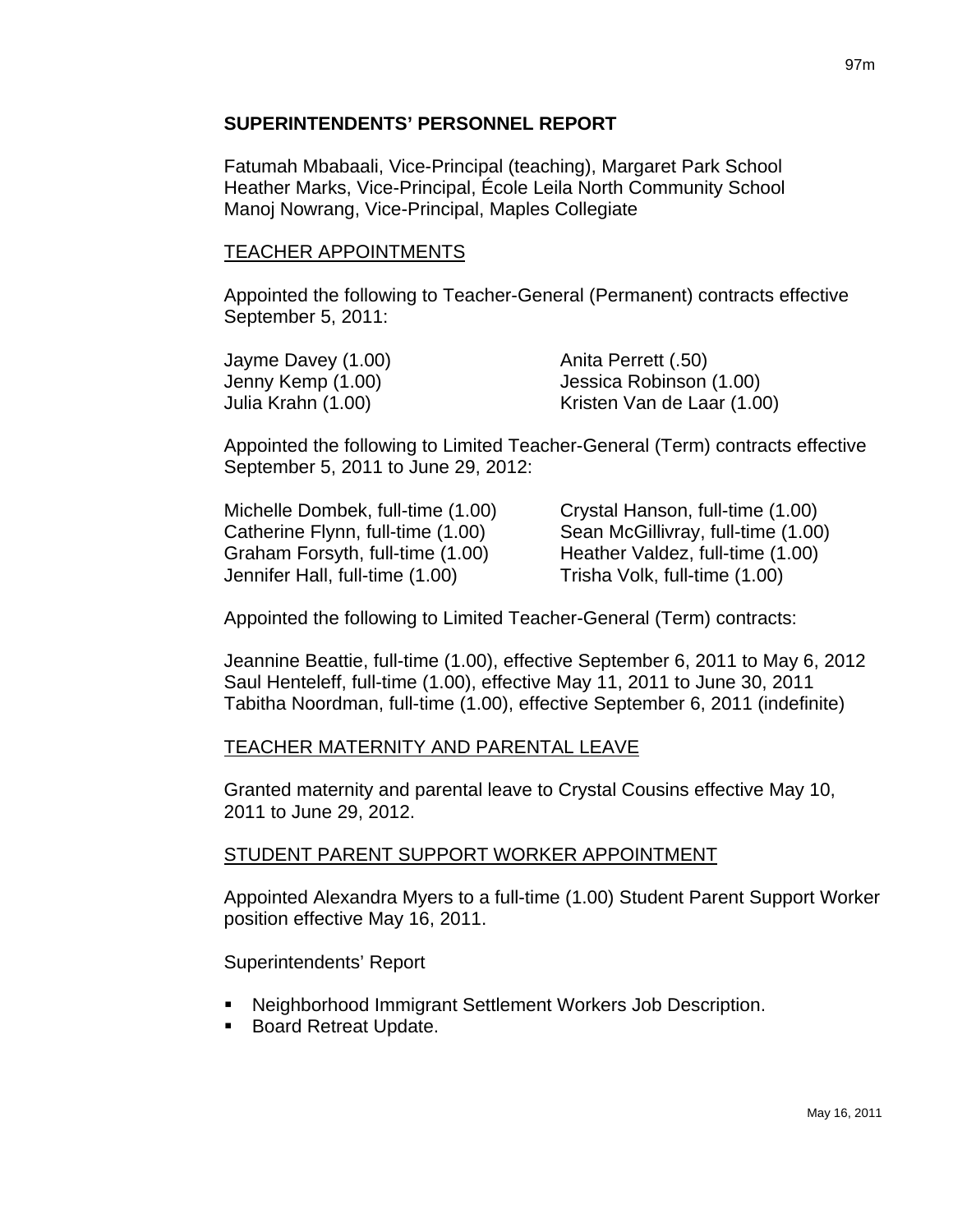## SUPERINTENDENTS' PERSONNEL REPORT

Fatumah Mbabaali, Vice-Principal (teaching), Margaret Park School
Heather Marks, Vice-Principal, École Leila North Community School
Manoj Nowrang, Vice-Principal, Maples Collegiate

### TEACHER APPOINTMENTS

Appointed the following to Teacher-General (Permanent) contracts effective September 5, 2011:

Jayme Davey (1.00)
Jenny Kemp (1.00)
Julia Krahn (1.00)
Anita Perrett (.50)
Jessica Robinson (1.00)
Kristen Van de Laar (1.00)

Appointed the following to Limited Teacher-General (Term) contracts effective September 5, 2011 to June 29, 2012:

Michelle Dombek, full-time (1.00)
Catherine Flynn, full-time (1.00)
Graham Forsyth, full-time (1.00)
Jennifer Hall, full-time (1.00)
Crystal Hanson, full-time (1.00)
Sean McGillivray, full-time (1.00)
Heather Valdez, full-time (1.00)
Trisha Volk, full-time (1.00)

Appointed the following to Limited Teacher-General (Term) contracts:

Jeannine Beattie, full-time (1.00), effective September 6, 2011 to May 6, 2012
Saul Henteleff, full-time (1.00), effective May 11, 2011 to June 30, 2011
Tabitha Noordman, full-time (1.00), effective September 6, 2011 (indefinite)

### TEACHER MATERNITY AND PARENTAL LEAVE

Granted maternity and parental leave to Crystal Cousins effective May 10, 2011 to June 29, 2012.

### STUDENT PARENT SUPPORT WORKER APPOINTMENT

Appointed Alexandra Myers to a full-time (1.00) Student Parent Support Worker position effective May 16, 2011.

Superintendents' Report

- Neighborhood Immigrant Settlement Workers Job Description.
- Board Retreat Update.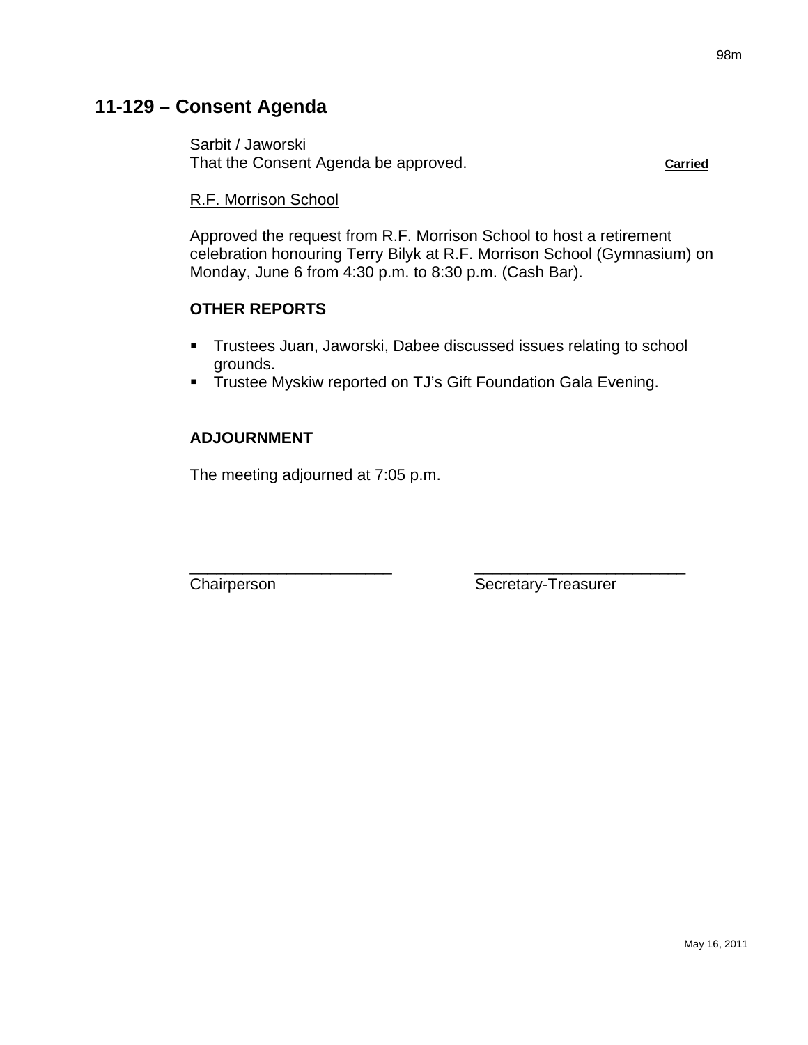## 11-129 – Consent Agenda

Sarbit / Jaworski
That the Consent Agenda be approved. **Carried**

R.F. Morrison School

Approved the request from R.F. Morrison School to host a retirement celebration honouring Terry Bilyk at R.F. Morrison School (Gymnasium) on Monday, June 6 from 4:30 p.m. to 8:30 p.m. (Cash Bar).

### OTHER REPORTS

- Trustees Juan, Jaworski, Dabee discussed issues relating to school grounds.
- Trustee Myskiw reported on TJ's Gift Foundation Gala Evening.

### ADJOURNMENT

The meeting adjourned at 7:05 p.m.

_______________________ _______________________
Chairperson Secretary-Treasurer